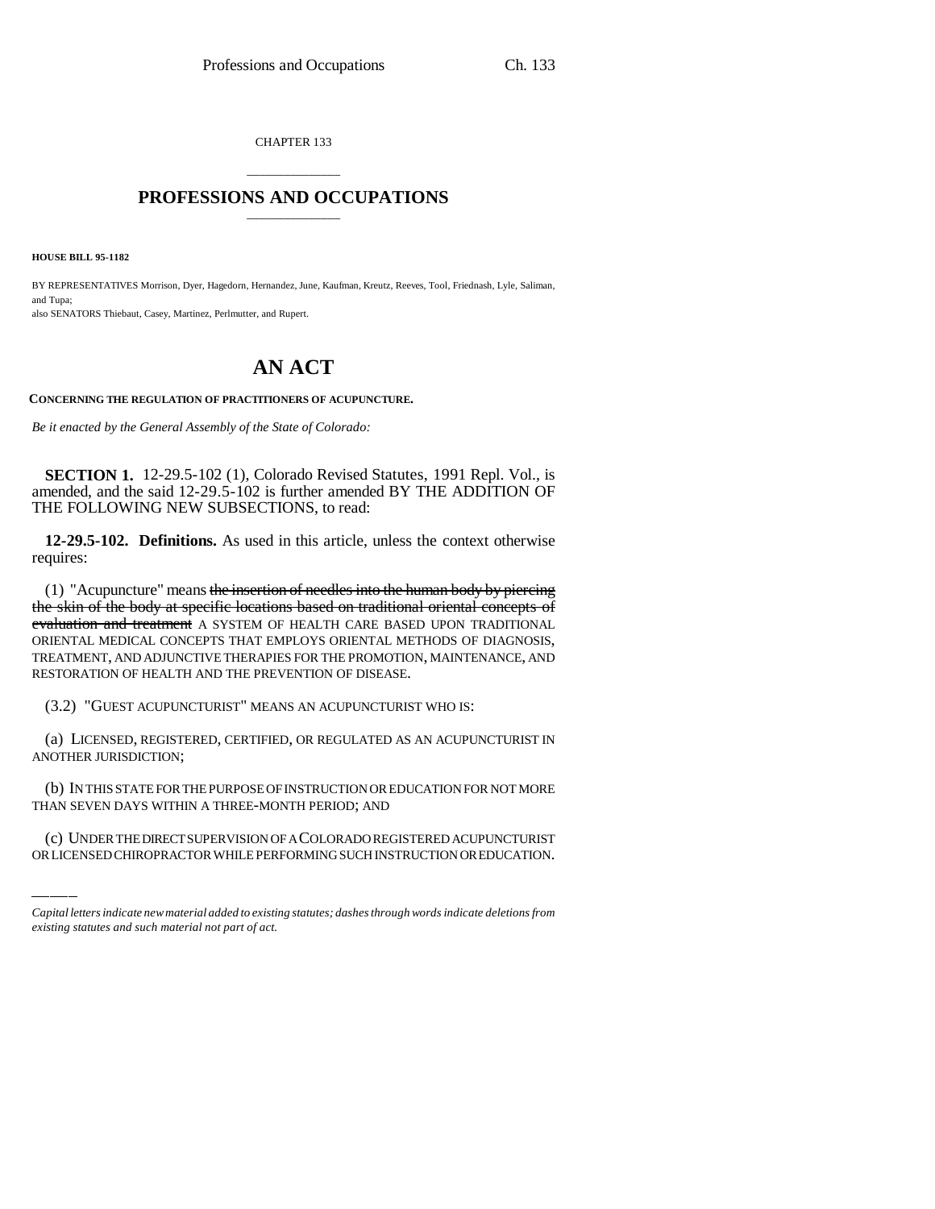CHAPTER 133

# PROFESSIONS AND OCCUPATIONS

**HOUSE BILL 95-1182**

BY REPRESENTATIVES Morrison, Dyer, Hagedorn, Hernandez, June, Kaufman, Kreutz, Reeves, Tool, Friednash, Lyle, Saliman, and Tupa;
also SENATORS Thiebaut, Casey, Martinez, Perlmutter, and Rupert.

## AN ACT

**CONCERNING THE REGULATION OF PRACTITIONERS OF ACUPUNCTURE.**

*Be it enacted by the General Assembly of the State of Colorado:*

**SECTION 1.** 12-29.5-102 (1), Colorado Revised Statutes, 1991 Repl. Vol., is amended, and the said 12-29.5-102 is further amended BY THE ADDITION OF THE FOLLOWING NEW SUBSECTIONS, to read:

**12-29.5-102. Definitions.** As used in this article, unless the context otherwise requires:

(1) "Acupuncture" means ~~the insertion of needles into the human body by piercing the skin of the body at specific locations based on traditional oriental concepts of evaluation and treatment~~ A SYSTEM OF HEALTH CARE BASED UPON TRADITIONAL ORIENTAL MEDICAL CONCEPTS THAT EMPLOYS ORIENTAL METHODS OF DIAGNOSIS, TREATMENT, AND ADJUNCTIVE THERAPIES FOR THE PROMOTION, MAINTENANCE, AND RESTORATION OF HEALTH AND THE PREVENTION OF DISEASE.

(3.2) "GUEST ACUPUNCTURIST" MEANS AN ACUPUNCTURIST WHO IS:

(a) LICENSED, REGISTERED, CERTIFIED, OR REGULATED AS AN ACUPUNCTURIST IN ANOTHER JURISDICTION;

(b) IN THIS STATE FOR THE PURPOSE OF INSTRUCTION OR EDUCATION FOR NOT MORE THAN SEVEN DAYS WITHIN A THREE-MONTH PERIOD; AND

(c) UNDER THE DIRECT SUPERVISION OF A COLORADO REGISTERED ACUPUNCTURIST OR LICENSED CHIROPRACTOR WHILE PERFORMING SUCH INSTRUCTION OR EDUCATION.

*Capital letters indicate new material added to existing statutes; dashes through words indicate deletions from existing statutes and such material not part of act.*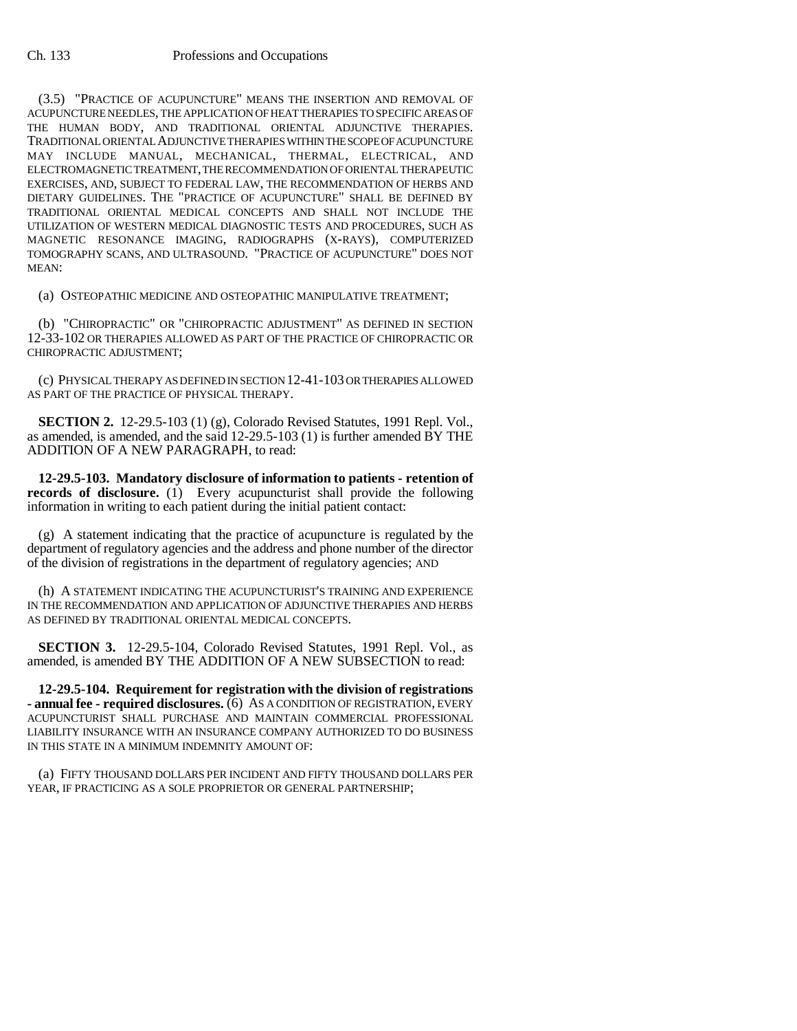(3.5) "PRACTICE OF ACUPUNCTURE" MEANS THE INSERTION AND REMOVAL OF ACUPUNCTURE NEEDLES, THE APPLICATION OF HEAT THERAPIES TO SPECIFIC AREAS OF THE HUMAN BODY, AND TRADITIONAL ORIENTAL ADJUNCTIVE THERAPIES. TRADITIONAL ORIENTAL ADJUNCTIVE THERAPIES WITHIN THE SCOPE OF ACUPUNCTURE MAY INCLUDE MANUAL, MECHANICAL, THERMAL, ELECTRICAL, AND ELECTROMAGNETIC TREATMENT, THE RECOMMENDATION OF ORIENTAL THERAPEUTIC EXERCISES, AND, SUBJECT TO FEDERAL LAW, THE RECOMMENDATION OF HERBS AND DIETARY GUIDELINES. THE "PRACTICE OF ACUPUNCTURE" SHALL BE DEFINED BY TRADITIONAL ORIENTAL MEDICAL CONCEPTS AND SHALL NOT INCLUDE THE UTILIZATION OF WESTERN MEDICAL DIAGNOSTIC TESTS AND PROCEDURES, SUCH AS MAGNETIC RESONANCE IMAGING, RADIOGRAPHS (X-RAYS), COMPUTERIZED TOMOGRAPHY SCANS, AND ULTRASOUND. "PRACTICE OF ACUPUNCTURE" DOES NOT MEAN:

(a) OSTEOPATHIC MEDICINE AND OSTEOPATHIC MANIPULATIVE TREATMENT;

(b) "CHIROPRACTIC" OR "CHIROPRACTIC ADJUSTMENT" AS DEFINED IN SECTION 12-33-102 OR THERAPIES ALLOWED AS PART OF THE PRACTICE OF CHIROPRACTIC OR CHIROPRACTIC ADJUSTMENT;

(c) PHYSICAL THERAPY AS DEFINED IN SECTION 12-41-103 OR THERAPIES ALLOWED AS PART OF THE PRACTICE OF PHYSICAL THERAPY.

**SECTION 2.** 12-29.5-103 (1) (g), Colorado Revised Statutes, 1991 Repl. Vol., as amended, is amended, and the said 12-29.5-103 (1) is further amended BY THE ADDITION OF A NEW PARAGRAPH, to read:

**12-29.5-103. Mandatory disclosure of information to patients - retention of records of disclosure.** (1) Every acupuncturist shall provide the following information in writing to each patient during the initial patient contact:

(g) A statement indicating that the practice of acupuncture is regulated by the department of regulatory agencies and the address and phone number of the director of the division of registrations in the department of regulatory agencies; AND

(h) A STATEMENT INDICATING THE ACUPUNCTURIST'S TRAINING AND EXPERIENCE IN THE RECOMMENDATION AND APPLICATION OF ADJUNCTIVE THERAPIES AND HERBS AS DEFINED BY TRADITIONAL ORIENTAL MEDICAL CONCEPTS.

**SECTION 3.** 12-29.5-104, Colorado Revised Statutes, 1991 Repl. Vol., as amended, is amended BY THE ADDITION OF A NEW SUBSECTION to read:

**12-29.5-104. Requirement for registration with the division of registrations - annual fee - required disclosures.** (6) AS A CONDITION OF REGISTRATION, EVERY ACUPUNCTURIST SHALL PURCHASE AND MAINTAIN COMMERCIAL PROFESSIONAL LIABILITY INSURANCE WITH AN INSURANCE COMPANY AUTHORIZED TO DO BUSINESS IN THIS STATE IN A MINIMUM INDEMNITY AMOUNT OF:

(a) FIFTY THOUSAND DOLLARS PER INCIDENT AND FIFTY THOUSAND DOLLARS PER YEAR, IF PRACTICING AS A SOLE PROPRIETOR OR GENERAL PARTNERSHIP;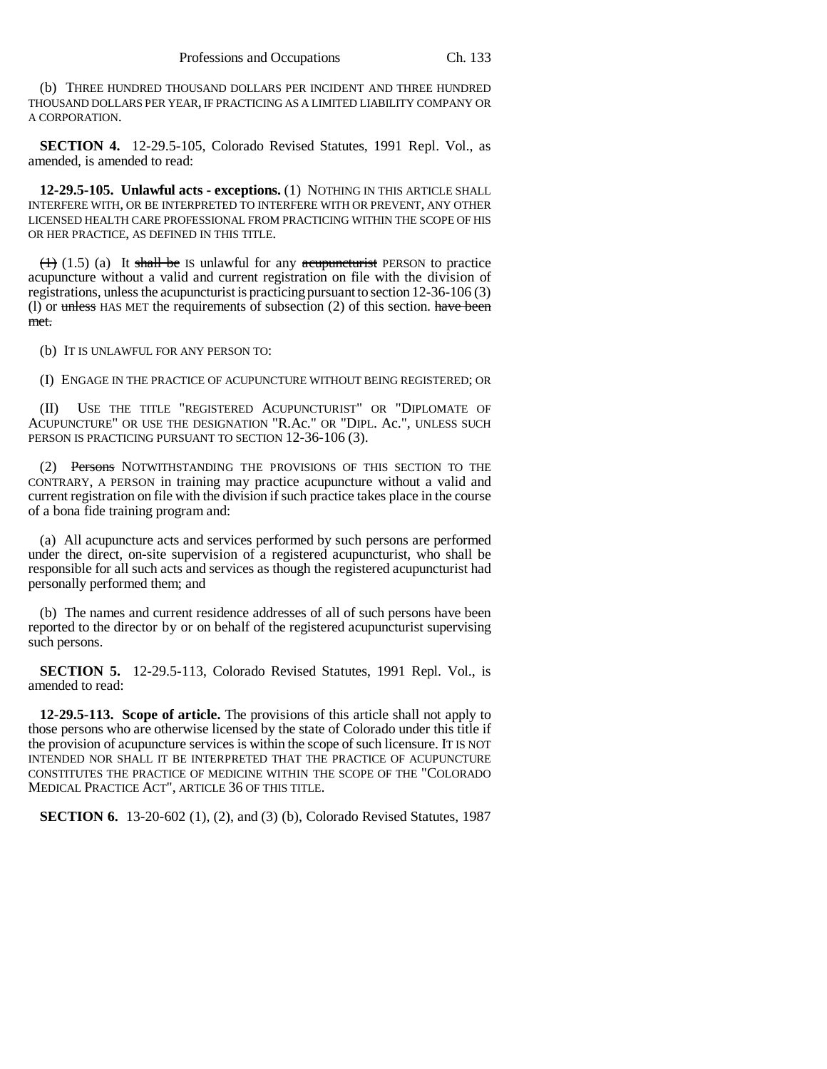(b) THREE HUNDRED THOUSAND DOLLARS PER INCIDENT AND THREE HUNDRED THOUSAND DOLLARS PER YEAR, IF PRACTICING AS A LIMITED LIABILITY COMPANY OR A CORPORATION.

**SECTION 4.** 12-29.5-105, Colorado Revised Statutes, 1991 Repl. Vol., as amended, is amended to read:

**12-29.5-105. Unlawful acts - exceptions.** (1) NOTHING IN THIS ARTICLE SHALL INTERFERE WITH, OR BE INTERPRETED TO INTERFERE WITH OR PREVENT, ANY OTHER LICENSED HEALTH CARE PROFESSIONAL FROM PRACTICING WITHIN THE SCOPE OF HIS OR HER PRACTICE, AS DEFINED IN THIS TITLE.

~~(1)~~ (1.5) (a) It ~~shall be~~ IS unlawful for any ~~acupuncturist~~ PERSON to practice acupuncture without a valid and current registration on file with the division of registrations, unless the acupuncturist is practicing pursuant to section 12-36-106 (3) (l) or ~~unless~~ HAS MET the requirements of subsection (2) of this section. ~~have been met.~~

(b) IT IS UNLAWFUL FOR ANY PERSON TO:

(I) ENGAGE IN THE PRACTICE OF ACUPUNCTURE WITHOUT BEING REGISTERED; OR

(II) USE THE TITLE "REGISTERED ACUPUNCTURIST" OR "DIPLOMATE OF ACUPUNCTURE" OR USE THE DESIGNATION "R.AC." OR "DIPL. AC.", UNLESS SUCH PERSON IS PRACTICING PURSUANT TO SECTION 12-36-106 (3).

(2) ~~Persons~~ NOTWITHSTANDING THE PROVISIONS OF THIS SECTION TO THE CONTRARY, A PERSON in training may practice acupuncture without a valid and current registration on file with the division if such practice takes place in the course of a bona fide training program and:

(a) All acupuncture acts and services performed by such persons are performed under the direct, on-site supervision of a registered acupuncturist, who shall be responsible for all such acts and services as though the registered acupuncturist had personally performed them; and

(b) The names and current residence addresses of all of such persons have been reported to the director by or on behalf of the registered acupuncturist supervising such persons.

**SECTION 5.** 12-29.5-113, Colorado Revised Statutes, 1991 Repl. Vol., is amended to read:

**12-29.5-113. Scope of article.** The provisions of this article shall not apply to those persons who are otherwise licensed by the state of Colorado under this title if the provision of acupuncture services is within the scope of such licensure. IT IS NOT INTENDED NOR SHALL IT BE INTERPRETED THAT THE PRACTICE OF ACUPUNCTURE CONSTITUTES THE PRACTICE OF MEDICINE WITHIN THE SCOPE OF THE "COLORADO MEDICAL PRACTICE ACT", ARTICLE 36 OF THIS TITLE.

**SECTION 6.** 13-20-602 (1), (2), and (3) (b), Colorado Revised Statutes, 1987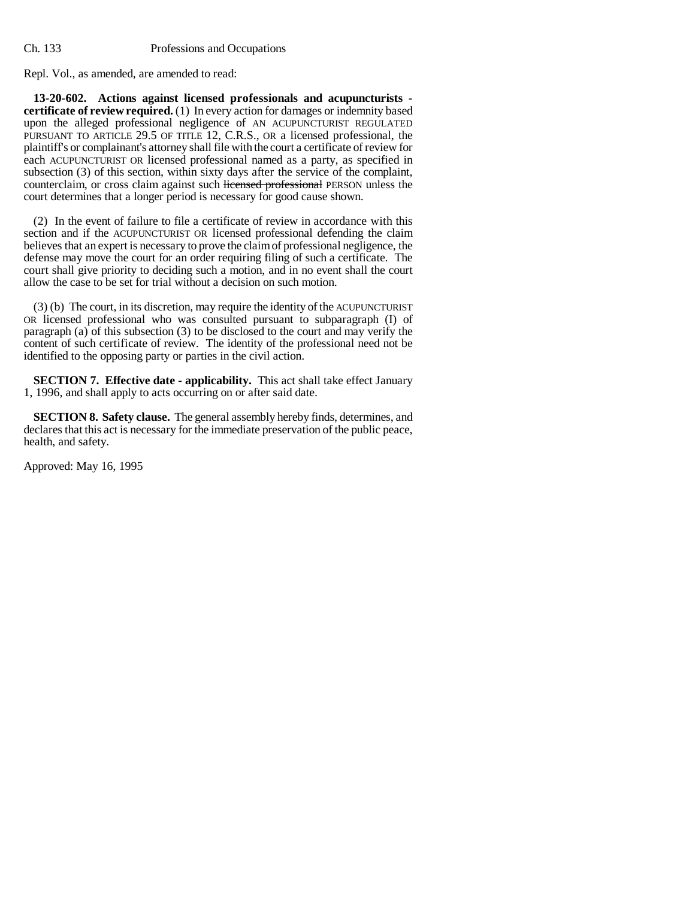Repl. Vol., as amended, are amended to read:

**13-20-602. Actions against licensed professionals and acupuncturists - certificate of review required.** (1) In every action for damages or indemnity based upon the alleged professional negligence of AN ACUPUNCTURIST REGULATED PURSUANT TO ARTICLE 29.5 OF TITLE 12, C.R.S., OR a licensed professional, the plaintiff's or complainant's attorney shall file with the court a certificate of review for each ACUPUNCTURIST OR licensed professional named as a party, as specified in subsection (3) of this section, within sixty days after the service of the complaint, counterclaim, or cross claim against such ~~licensed professional~~ PERSON unless the court determines that a longer period is necessary for good cause shown.

(2) In the event of failure to file a certificate of review in accordance with this section and if the ACUPUNCTURIST OR licensed professional defending the claim believes that an expert is necessary to prove the claim of professional negligence, the defense may move the court for an order requiring filing of such a certificate. The court shall give priority to deciding such a motion, and in no event shall the court allow the case to be set for trial without a decision on such motion.

(3) (b) The court, in its discretion, may require the identity of the ACUPUNCTURIST OR licensed professional who was consulted pursuant to subparagraph (I) of paragraph (a) of this subsection (3) to be disclosed to the court and may verify the content of such certificate of review. The identity of the professional need not be identified to the opposing party or parties in the civil action.

**SECTION 7. Effective date - applicability.** This act shall take effect January 1, 1996, and shall apply to acts occurring on or after said date.

**SECTION 8. Safety clause.** The general assembly hereby finds, determines, and declares that this act is necessary for the immediate preservation of the public peace, health, and safety.

Approved: May 16, 1995